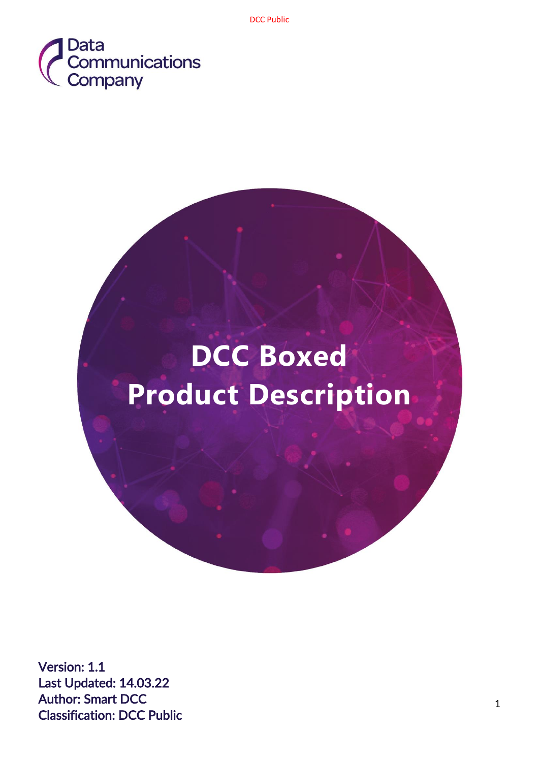Data Communications Company

# DCC Boxed Product Description

Version: 1.1
Last Updated: 14.03.22
Author: Smart DCC
Classification: DCC Public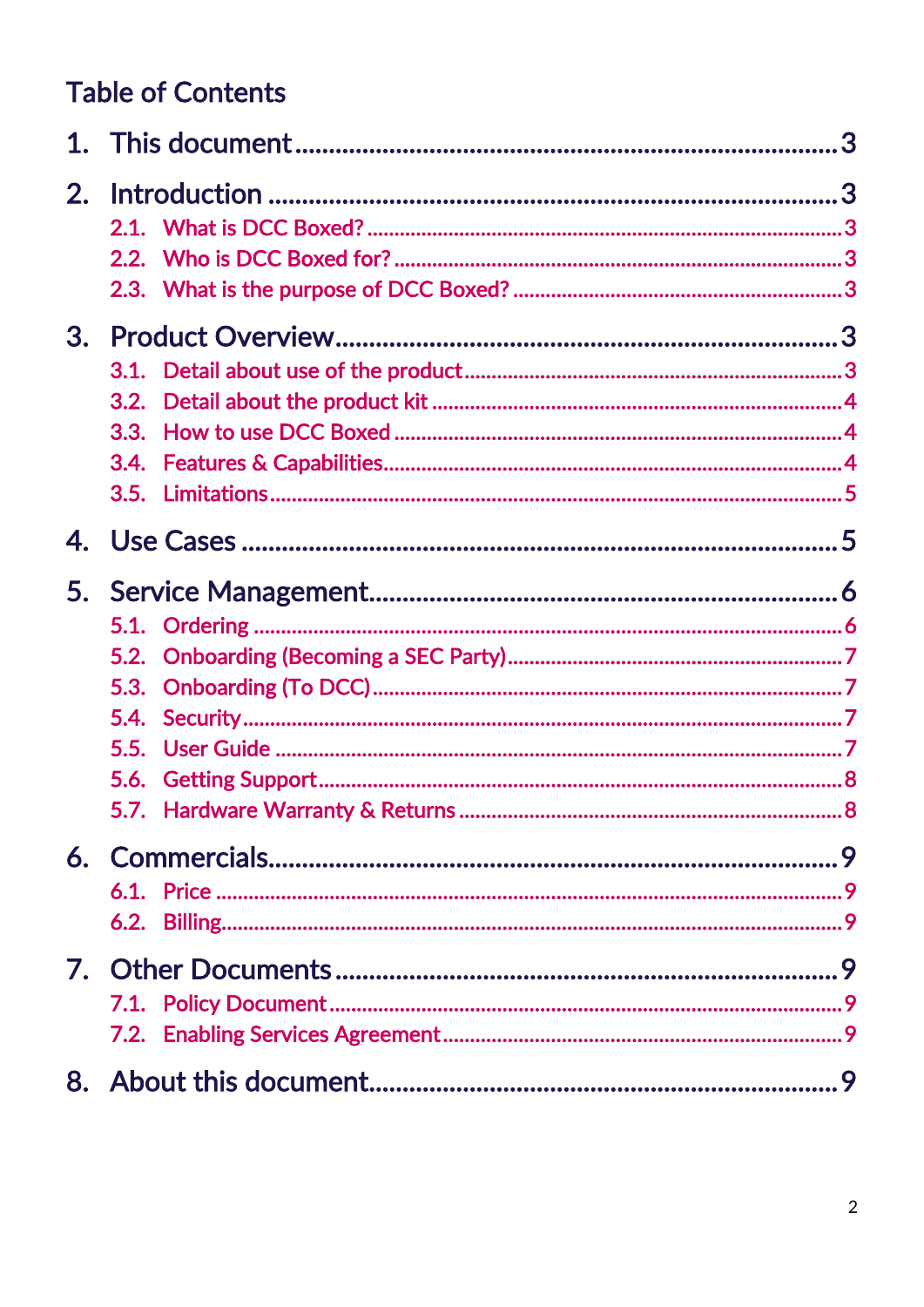# Table of Contents

1. This document ........................................................................ 3
2. Introduction ........................................................................ 3
   - 2.1. What is DCC Boxed? ........................................................................ 3
   - 2.2. Who is DCC Boxed for? ........................................................................ 3
   - 2.3. What is the purpose of DCC Boxed? ........................................................................ 3
3. Product Overview ........................................................................ 3
   - 3.1. Detail about use of the product ........................................................................ 3
   - 3.2. Detail about the product kit ........................................................................ 4
   - 3.3. How to use DCC Boxed ........................................................................ 4
   - 3.4. Features & Capabilities ........................................................................ 4
   - 3.5. Limitations ........................................................................ 5
4. Use Cases ........................................................................ 5
5. Service Management ........................................................................ 6
   - 5.1. Ordering ........................................................................ 6
   - 5.2. Onboarding (Becoming a SEC Party) ........................................................................ 7
   - 5.3. Onboarding (To DCC) ........................................................................ 7
   - 5.4. Security ........................................................................ 7
   - 5.5. User Guide ........................................................................ 7
   - 5.6. Getting Support ........................................................................ 8
   - 5.7. Hardware Warranty & Returns ........................................................................ 8
6. Commercials ........................................................................ 9
   - 6.1. Price ........................................................................ 9
   - 6.2. Billing ........................................................................ 9
7. Other Documents ........................................................................ 9
   - 7.1. Policy Document ........................................................................ 9
   - 7.2. Enabling Services Agreement ........................................................................ 9
8. About this document ........................................................................ 9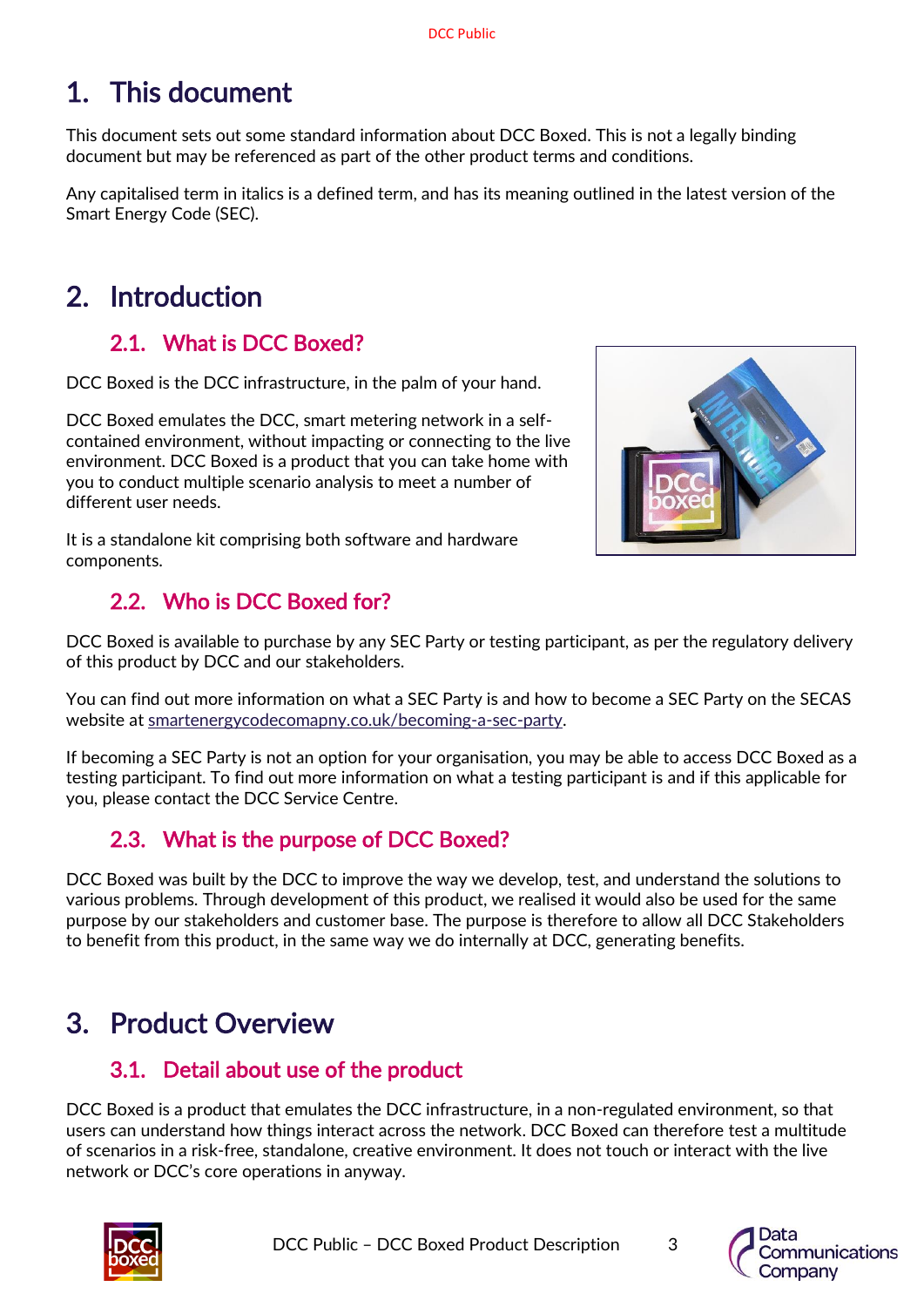# 1. This document

This document sets out some standard information about DCC Boxed. This is not a legally binding document but may be referenced as part of the other product terms and conditions.

Any capitalised term in italics is a defined term, and has its meaning outlined in the latest version of the Smart Energy Code (SEC).

# 2. Introduction

## 2.1. What is DCC Boxed?

DCC Boxed is the DCC infrastructure, in the palm of your hand.

DCC Boxed emulates the DCC, smart metering network in a self-contained environment, without impacting or connecting to the live environment. DCC Boxed is a product that you can take home with you to conduct multiple scenario analysis to meet a number of different user needs.

It is a standalone kit comprising both software and hardware components.

## 2.2. Who is DCC Boxed for?

DCC Boxed is available to purchase by any SEC Party or testing participant, as per the regulatory delivery of this product by DCC and our stakeholders.

You can find out more information on what a SEC Party is and how to become a SEC Party on the SECAS website at smartenergycodecomapny.co.uk/becoming-a-sec-party.

If becoming a SEC Party is not an option for your organisation, you may be able to access DCC Boxed as a testing participant. To find out more information on what a testing participant is and if this applicable for you, please contact the DCC Service Centre.

## 2.3. What is the purpose of DCC Boxed?

DCC Boxed was built by the DCC to improve the way we develop, test, and understand the solutions to various problems. Through development of this product, we realised it would also be used for the same purpose by our stakeholders and customer base. The purpose is therefore to allow all DCC Stakeholders to benefit from this product, in the same way we do internally at DCC, generating benefits.

# 3. Product Overview

## 3.1. Detail about use of the product

DCC Boxed is a product that emulates the DCC infrastructure, in a non-regulated environment, so that users can understand how things interact across the network. DCC Boxed can therefore test a multitude of scenarios in a risk-free, standalone, creative environment. It does not touch or interact with the live network or DCC's core operations in anyway.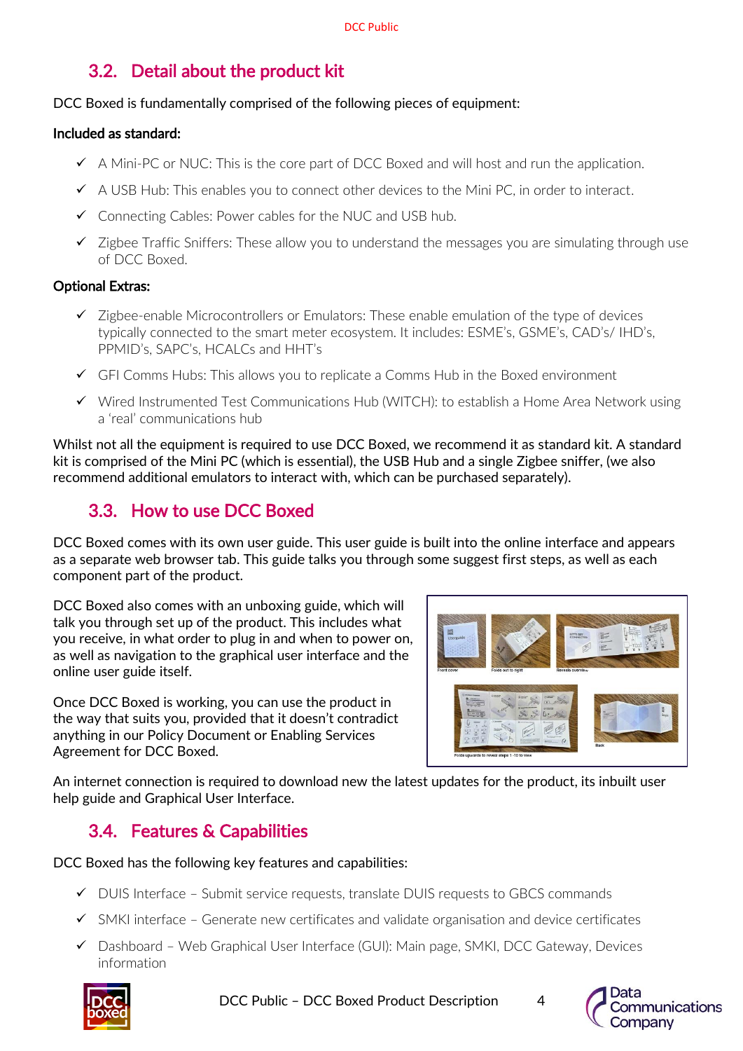## 3.2. Detail about the product kit

DCC Boxed is fundamentally comprised of the following pieces of equipment:

**Included as standard:**

- ✓ A Mini-PC or NUC: This is the core part of DCC Boxed and will host and run the application.
- ✓ A USB Hub: This enables you to connect other devices to the Mini PC, in order to interact.
- ✓ Connecting Cables: Power cables for the NUC and USB hub.
- ✓ Zigbee Traffic Sniffers: These allow you to understand the messages you are simulating through use of DCC Boxed.

**Optional Extras:**

- ✓ Zigbee-enable Microcontrollers or Emulators: These enable emulation of the type of devices typically connected to the smart meter ecosystem. It includes: ESME's, GSME's, CAD's/ IHD's, PPMID's, SAPC's, HCALCs and HHT's
- ✓ GFI Comms Hubs: This allows you to replicate a Comms Hub in the Boxed environment
- ✓ Wired Instrumented Test Communications Hub (WITCH): to establish a Home Area Network using a 'real' communications hub

Whilst not all the equipment is required to use DCC Boxed, we recommend it as standard kit. A standard kit is comprised of the Mini PC (which is essential), the USB Hub and a single Zigbee sniffer, (we also recommend additional emulators to interact with, which can be purchased separately).

## 3.3. How to use DCC Boxed

DCC Boxed comes with its own user guide. This user guide is built into the online interface and appears as a separate web browser tab. This guide talks you through some suggest first steps, as well as each component part of the product.

DCC Boxed also comes with an unboxing guide, which will talk you through set up of the product. This includes what you receive, in what order to plug in and when to power on, as well as navigation to the graphical user interface and the online user guide itself.

Once DCC Boxed is working, you can use the product in the way that suits you, provided that it doesn't contradict anything in our Policy Document or Enabling Services Agreement for DCC Boxed.

An internet connection is required to download new the latest updates for the product, its inbuilt user help guide and Graphical User Interface.

## 3.4. Features & Capabilities

DCC Boxed has the following key features and capabilities:

- ✓ DUIS Interface – Submit service requests, translate DUIS requests to GBCS commands
- ✓ SMKI interface – Generate new certificates and validate organisation and device certificates
- ✓ Dashboard – Web Graphical User Interface (GUI): Main page, SMKI, DCC Gateway, Devices information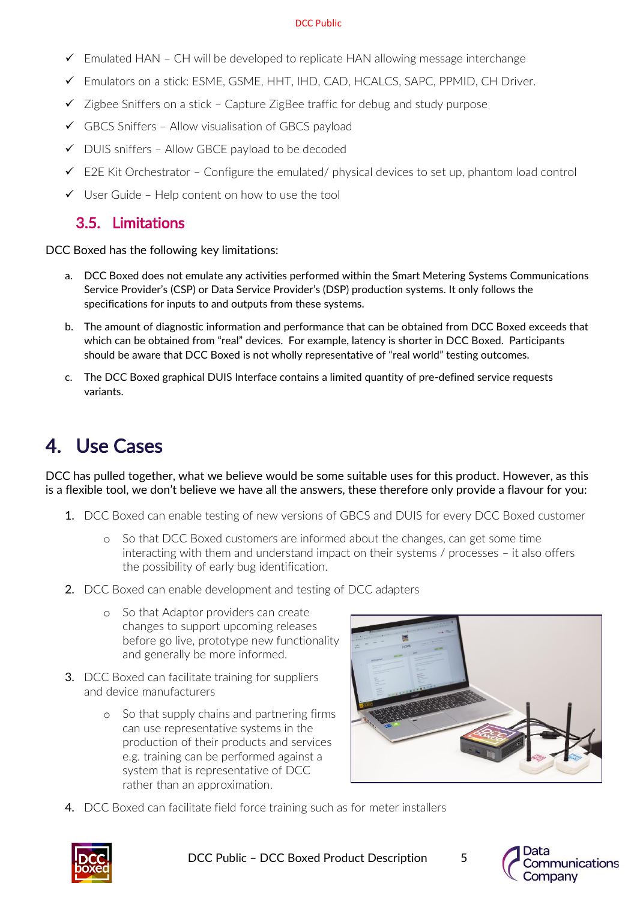- ✓ Emulated HAN – CH will be developed to replicate HAN allowing message interchange
- ✓ Emulators on a stick: ESME, GSME, HHT, IHD, CAD, HCALCS, SAPC, PPMID, CH Driver.
- ✓ Zigbee Sniffers on a stick – Capture ZigBee traffic for debug and study purpose
- ✓ GBCS Sniffers – Allow visualisation of GBCS payload
- ✓ DUIS sniffers – Allow GBCE payload to be decoded
- ✓ E2E Kit Orchestrator – Configure the emulated/ physical devices to set up, phantom load control
- ✓ User Guide – Help content on how to use the tool

## 3.5. Limitations

DCC Boxed has the following key limitations:

a. DCC Boxed does not emulate any activities performed within the Smart Metering Systems Communications Service Provider's (CSP) or Data Service Provider's (DSP) production systems. It only follows the specifications for inputs to and outputs from these systems.

b. The amount of diagnostic information and performance that can be obtained from DCC Boxed exceeds that which can be obtained from "real" devices. For example, latency is shorter in DCC Boxed. Participants should be aware that DCC Boxed is not wholly representative of "real world" testing outcomes.

c. The DCC Boxed graphical DUIS Interface contains a limited quantity of pre-defined service requests variants.

# 4. Use Cases

DCC has pulled together, what we believe would be some suitable uses for this product. However, as this is a flexible tool, we don't believe we have all the answers, these therefore only provide a flavour for you:

1. DCC Boxed can enable testing of new versions of GBCS and DUIS for every DCC Boxed customer
   - So that DCC Boxed customers are informed about the changes, can get some time interacting with them and understand impact on their systems / processes – it also offers the possibility of early bug identification.
2. DCC Boxed can enable development and testing of DCC adapters
   - So that Adaptor providers can create changes to support upcoming releases before go live, prototype new functionality and generally be more informed.
3. DCC Boxed can facilitate training for suppliers and device manufacturers
   - So that supply chains and partnering firms can use representative systems in the production of their products and services e.g. training can be performed against a system that is representative of DCC rather than an approximation.
4. DCC Boxed can facilitate field force training such as for meter installers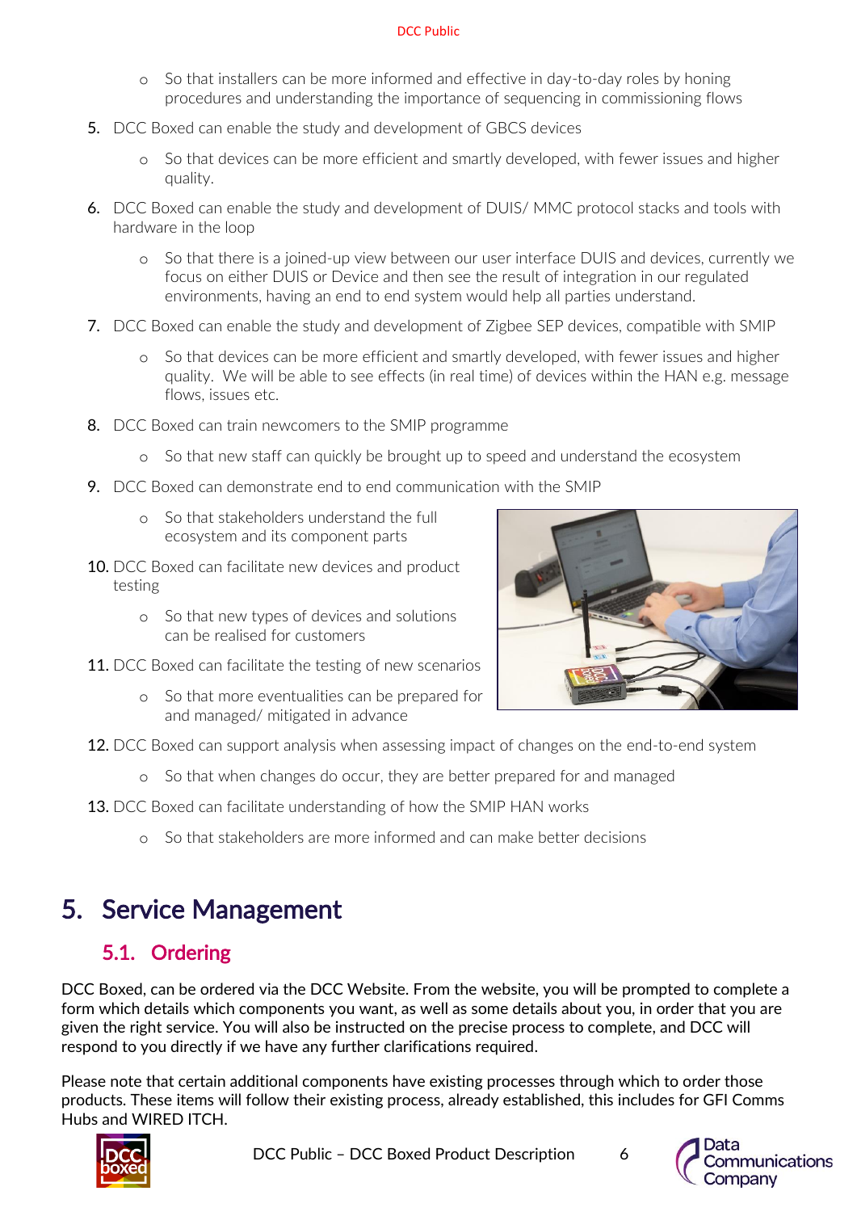- So that installers can be more informed and effective in day-to-day roles by honing procedures and understanding the importance of sequencing in commissioning flows

5. DCC Boxed can enable the study and development of GBCS devices
   - So that devices can be more efficient and smartly developed, with fewer issues and higher quality.
6. DCC Boxed can enable the study and development of DUIS/ MMC protocol stacks and tools with hardware in the loop
   - So that there is a joined-up view between our user interface DUIS and devices, currently we focus on either DUIS or Device and then see the result of integration in our regulated environments, having an end to end system would help all parties understand.
7. DCC Boxed can enable the study and development of Zigbee SEP devices, compatible with SMIP
   - So that devices can be more efficient and smartly developed, with fewer issues and higher quality. We will be able to see effects (in real time) of devices within the HAN e.g. message flows, issues etc.
8. DCC Boxed can train newcomers to the SMIP programme
   - So that new staff can quickly be brought up to speed and understand the ecosystem
9. DCC Boxed can demonstrate end to end communication with the SMIP
   - So that stakeholders understand the full ecosystem and its component parts
10. DCC Boxed can facilitate new devices and product testing
    - So that new types of devices and solutions can be realised for customers
11. DCC Boxed can facilitate the testing of new scenarios
    - So that more eventualities can be prepared for and managed/ mitigated in advance
12. DCC Boxed can support analysis when assessing impact of changes on the end-to-end system
    - So that when changes do occur, they are better prepared for and managed
13. DCC Boxed can facilitate understanding of how the SMIP HAN works
    - So that stakeholders are more informed and can make better decisions

# 5. Service Management

## 5.1. Ordering

DCC Boxed, can be ordered via the DCC Website. From the website, you will be prompted to complete a form which details which components you want, as well as some details about you, in order that you are given the right service. You will also be instructed on the precise process to complete, and DCC will respond to you directly if we have any further clarifications required.

Please note that certain additional components have existing processes through which to order those products. These items will follow their existing process, already established, this includes for GFI Comms Hubs and WIRED ITCH.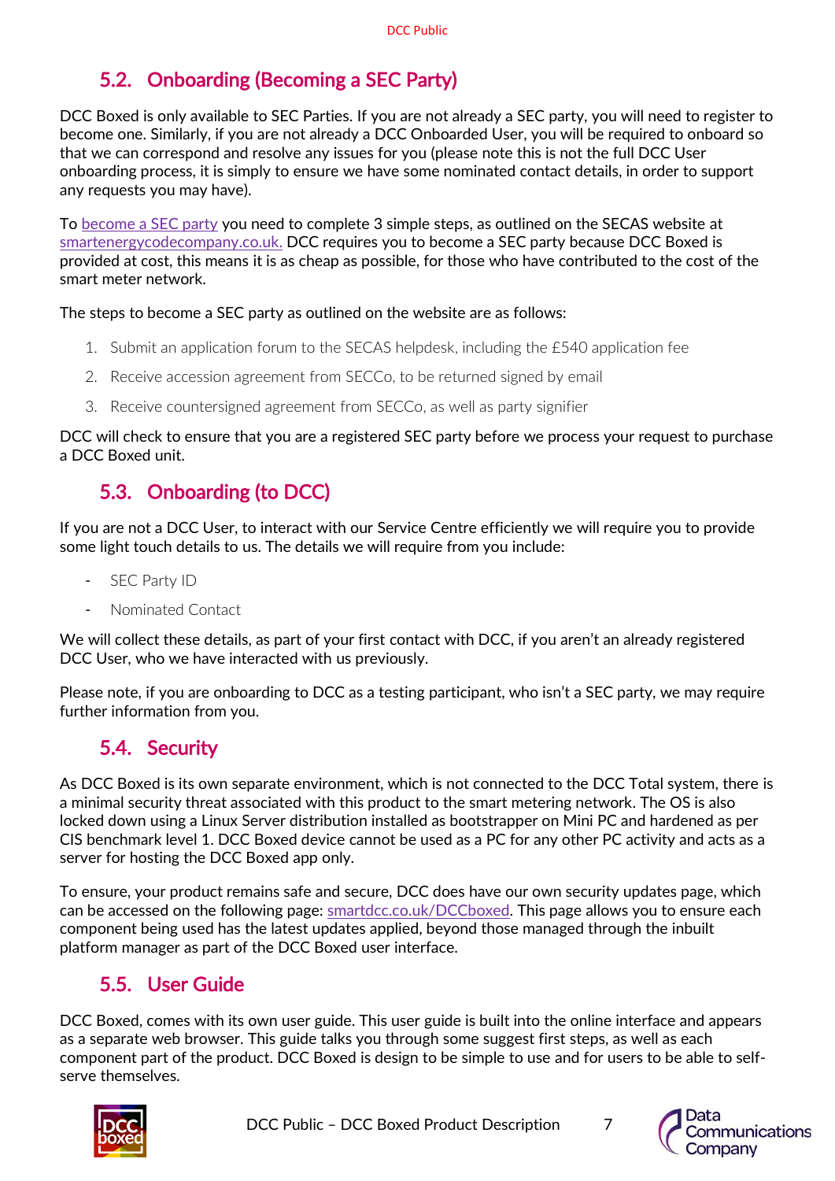## 5.2. Onboarding (Becoming a SEC Party)

DCC Boxed is only available to SEC Parties. If you are not already a SEC party, you will need to register to become one. Similarly, if you are not already a DCC Onboarded User, you will be required to onboard so that we can correspond and resolve any issues for you (please note this is not the full DCC User onboarding process, it is simply to ensure we have some nominated contact details, in order to support any requests you may have).

To become a SEC party you need to complete 3 simple steps, as outlined on the SECAS website at smartenergycodecompany.co.uk. DCC requires you to become a SEC party because DCC Boxed is provided at cost, this means it is as cheap as possible, for those who have contributed to the cost of the smart meter network.

The steps to become a SEC party as outlined on the website are as follows:

1. Submit an application forum to the SECAS helpdesk, including the £540 application fee
2. Receive accession agreement from SECCo, to be returned signed by email
3. Receive countersigned agreement from SECCo, as well as party signifier

DCC will check to ensure that you are a registered SEC party before we process your request to purchase a DCC Boxed unit.

## 5.3. Onboarding (to DCC)

If you are not a DCC User, to interact with our Service Centre efficiently we will require you to provide some light touch details to us. The details we will require from you include:

- SEC Party ID
- Nominated Contact

We will collect these details, as part of your first contact with DCC, if you aren't an already registered DCC User, who we have interacted with us previously.

Please note, if you are onboarding to DCC as a testing participant, who isn't a SEC party, we may require further information from you.

## 5.4. Security

As DCC Boxed is its own separate environment, which is not connected to the DCC Total system, there is a minimal security threat associated with this product to the smart metering network. The OS is also locked down using a Linux Server distribution installed as bootstrapper on Mini PC and hardened as per CIS benchmark level 1. DCC Boxed device cannot be used as a PC for any other PC activity and acts as a server for hosting the DCC Boxed app only.

To ensure, your product remains safe and secure, DCC does have our own security updates page, which can be accessed on the following page: smartdcc.co.uk/DCCboxed. This page allows you to ensure each component being used has the latest updates applied, beyond those managed through the inbuilt platform manager as part of the DCC Boxed user interface.

## 5.5. User Guide

DCC Boxed, comes with its own user guide. This user guide is built into the online interface and appears as a separate web browser. This guide talks you through some suggest first steps, as well as each component part of the product. DCC Boxed is design to be simple to use and for users to be able to self-serve themselves.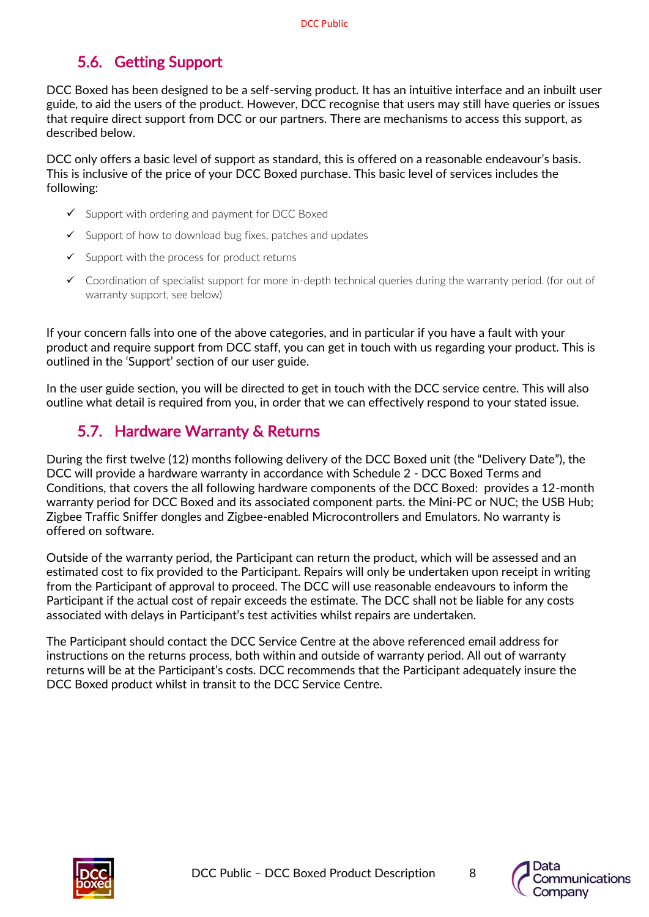## 5.6. Getting Support

DCC Boxed has been designed to be a self-serving product. It has an intuitive interface and an inbuilt user guide, to aid the users of the product. However, DCC recognise that users may still have queries or issues that require direct support from DCC or our partners. There are mechanisms to access this support, as described below.

DCC only offers a basic level of support as standard, this is offered on a reasonable endeavour's basis. This is inclusive of the price of your DCC Boxed purchase. This basic level of services includes the following:

- ✓ Support with ordering and payment for DCC Boxed
- ✓ Support of how to download bug fixes, patches and updates
- ✓ Support with the process for product returns
- ✓ Coordination of specialist support for more in-depth technical queries during the warranty period. (for out of warranty support, see below)

If your concern falls into one of the above categories, and in particular if you have a fault with your product and require support from DCC staff, you can get in touch with us regarding your product. This is outlined in the 'Support' section of our user guide.

In the user guide section, you will be directed to get in touch with the DCC service centre. This will also outline what detail is required from you, in order that we can effectively respond to your stated issue.

## 5.7. Hardware Warranty & Returns

During the first twelve (12) months following delivery of the DCC Boxed unit (the "Delivery Date"), the DCC will provide a hardware warranty in accordance with Schedule 2 - DCC Boxed Terms and Conditions, that covers the all following hardware components of the DCC Boxed: provides a 12-month warranty period for DCC Boxed and its associated component parts. the Mini-PC or NUC; the USB Hub; Zigbee Traffic Sniffer dongles and Zigbee-enabled Microcontrollers and Emulators. No warranty is offered on software.

Outside of the warranty period, the Participant can return the product, which will be assessed and an estimated cost to fix provided to the Participant. Repairs will only be undertaken upon receipt in writing from the Participant of approval to proceed. The DCC will use reasonable endeavours to inform the Participant if the actual cost of repair exceeds the estimate. The DCC shall not be liable for any costs associated with delays in Participant's test activities whilst repairs are undertaken.

The Participant should contact the DCC Service Centre at the above referenced email address for instructions on the returns process, both within and outside of warranty period. All out of warranty returns will be at the Participant's costs. DCC recommends that the Participant adequately insure the DCC Boxed product whilst in transit to the DCC Service Centre.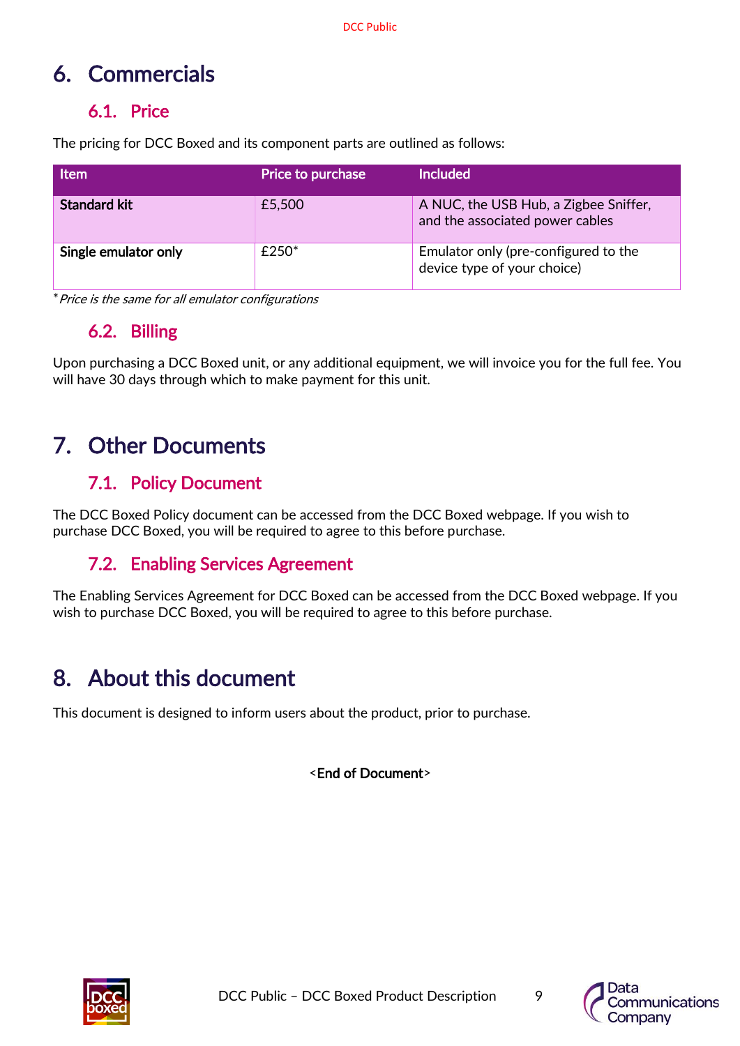# 6. Commercials

## 6.1. Price

The pricing for DCC Boxed and its component parts are outlined as follows:

| Item | Price to purchase | Included |
|---|---|---|
| **Standard kit** | £5,500 | A NUC, the USB Hub, a Zigbee Sniffer, and the associated power cables |
| **Single emulator only** | £250* | Emulator only (pre-configured to the device type of your choice) |

* *Price is the same for all emulator configurations*

## 6.2. Billing

Upon purchasing a DCC Boxed unit, or any additional equipment, we will invoice you for the full fee. You will have 30 days through which to make payment for this unit.

# 7. Other Documents

## 7.1. Policy Document

The DCC Boxed Policy document can be accessed from the DCC Boxed webpage. If you wish to purchase DCC Boxed, you will be required to agree to this before purchase.

## 7.2. Enabling Services Agreement

The Enabling Services Agreement for DCC Boxed can be accessed from the DCC Boxed webpage. If you wish to purchase DCC Boxed, you will be required to agree to this before purchase.

# 8. About this document

This document is designed to inform users about the product, prior to purchase.

<**End of Document**>